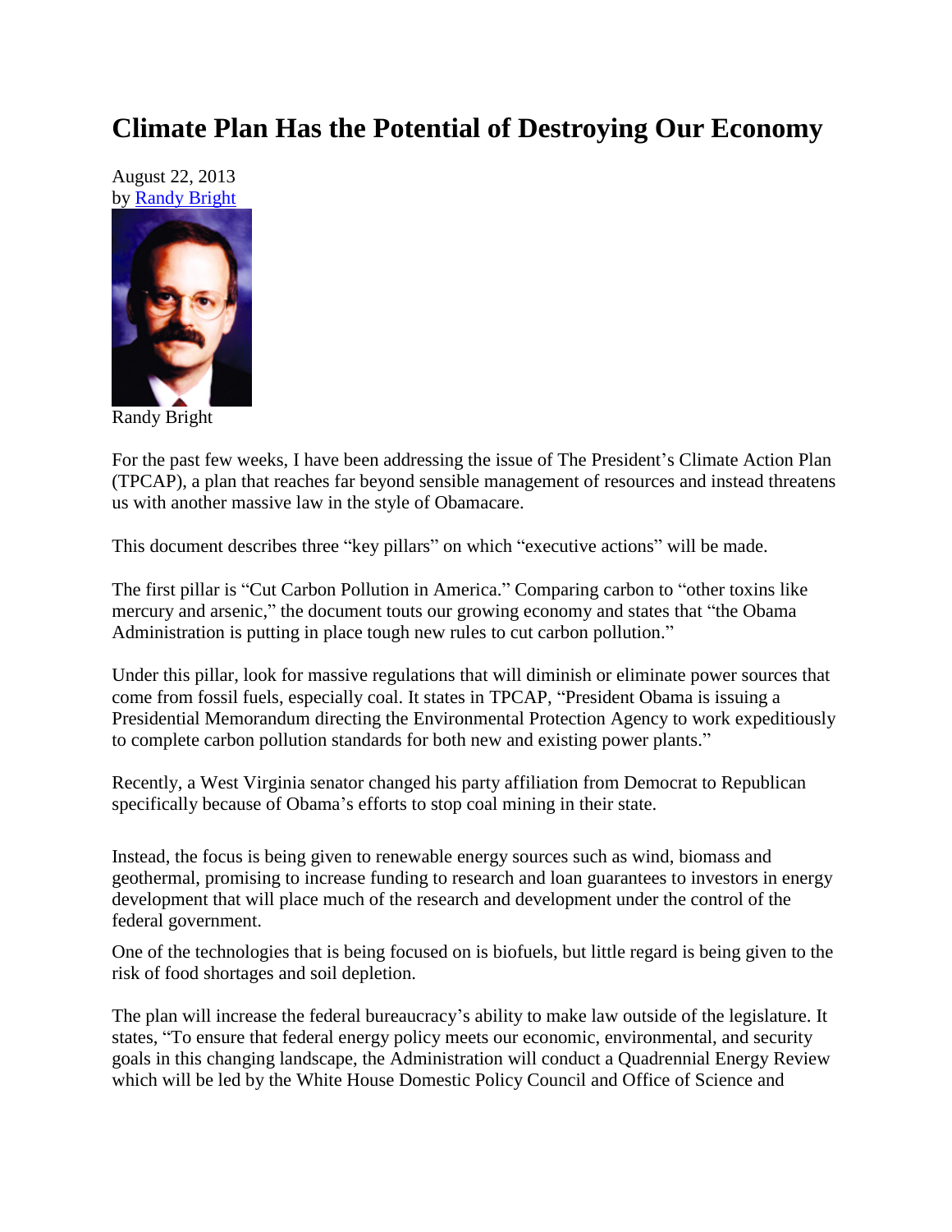# Climate Plan Has the Potential of Destroying Our Economy

August 22, 2013
by Randy Bright

Randy Bright

For the past few weeks, I have been addressing the issue of The President's Climate Action Plan (TPCAP), a plan that reaches far beyond sensible management of resources and instead threatens us with another massive law in the style of Obamacare.

This document describes three "key pillars" on which "executive actions" will be made.

The first pillar is "Cut Carbon Pollution in America." Comparing carbon to "other toxins like mercury and arsenic," the document touts our growing economy and states that "the Obama Administration is putting in place tough new rules to cut carbon pollution."

Under this pillar, look for massive regulations that will diminish or eliminate power sources that come from fossil fuels, especially coal. It states in TPCAP, "President Obama is issuing a Presidential Memorandum directing the Environmental Protection Agency to work expeditiously to complete carbon pollution standards for both new and existing power plants."

Recently, a West Virginia senator changed his party affiliation from Democrat to Republican specifically because of Obama's efforts to stop coal mining in their state.

Instead, the focus is being given to renewable energy sources such as wind, biomass and geothermal, promising to increase funding to research and loan guarantees to investors in energy development that will place much of the research and development under the control of the federal government.

One of the technologies that is being focused on is biofuels, but little regard is being given to the risk of food shortages and soil depletion.

The plan will increase the federal bureaucracy's ability to make law outside of the legislature. It states, "To ensure that federal energy policy meets our economic, environmental, and security goals in this changing landscape, the Administration will conduct a Quadrennial Energy Review which will be led by the White House Domestic Policy Council and Office of Science and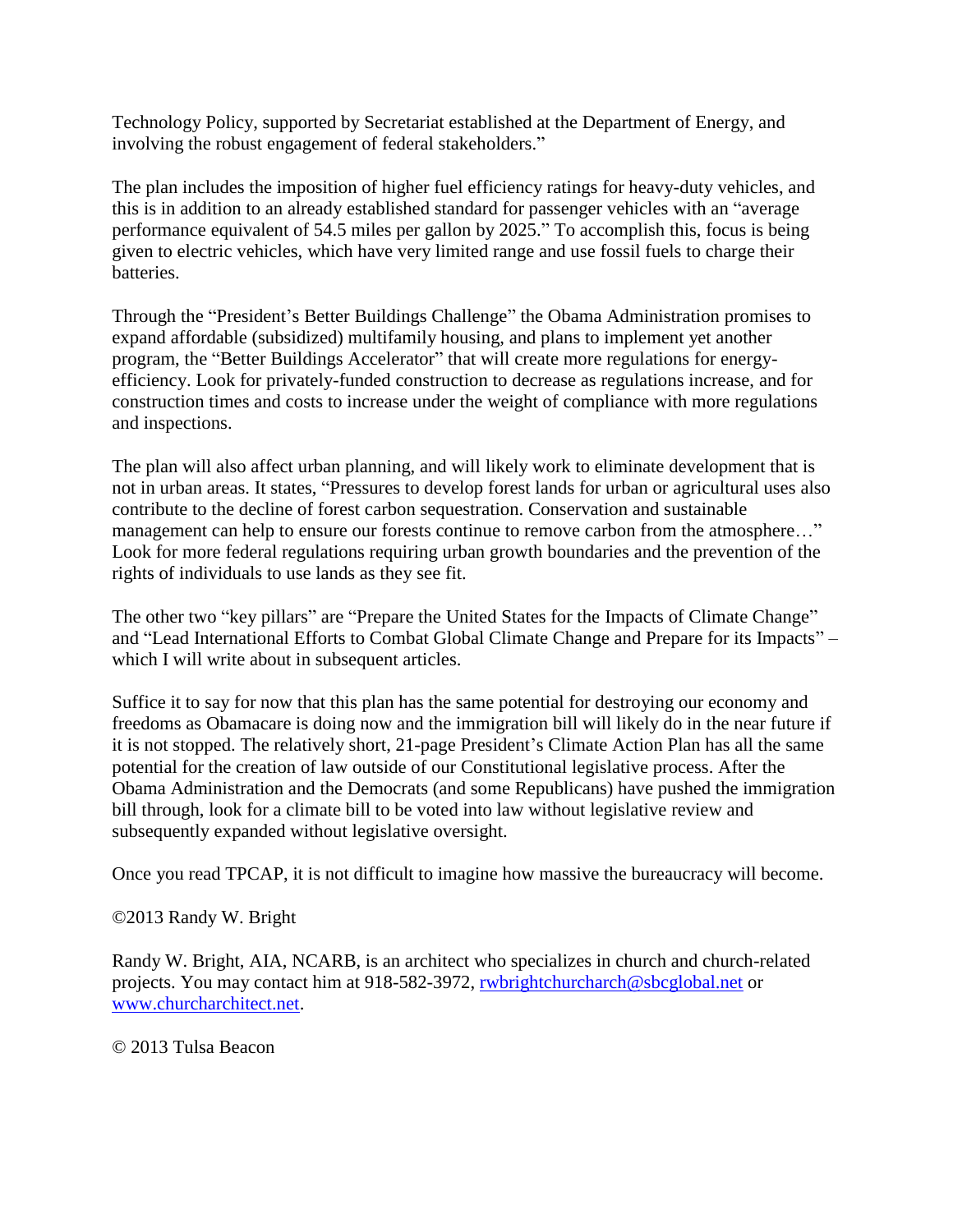Technology Policy, supported by Secretariat established at the Department of Energy, and involving the robust engagement of federal stakeholders."

The plan includes the imposition of higher fuel efficiency ratings for heavy-duty vehicles, and this is in addition to an already established standard for passenger vehicles with an "average performance equivalent of 54.5 miles per gallon by 2025." To accomplish this, focus is being given to electric vehicles, which have very limited range and use fossil fuels to charge their batteries.

Through the "President's Better Buildings Challenge" the Obama Administration promises to expand affordable (subsidized) multifamily housing, and plans to implement yet another program, the "Better Buildings Accelerator" that will create more regulations for energy-efficiency. Look for privately-funded construction to decrease as regulations increase, and for construction times and costs to increase under the weight of compliance with more regulations and inspections.

The plan will also affect urban planning, and will likely work to eliminate development that is not in urban areas. It states, "Pressures to develop forest lands for urban or agricultural uses also contribute to the decline of forest carbon sequestration. Conservation and sustainable management can help to ensure our forests continue to remove carbon from the atmosphere…" Look for more federal regulations requiring urban growth boundaries and the prevention of the rights of individuals to use lands as they see fit.

The other two "key pillars" are "Prepare the United States for the Impacts of Climate Change" and "Lead International Efforts to Combat Global Climate Change and Prepare for its Impacts" – which I will write about in subsequent articles.

Suffice it to say for now that this plan has the same potential for destroying our economy and freedoms as Obamacare is doing now and the immigration bill will likely do in the near future if it is not stopped. The relatively short, 21-page President's Climate Action Plan has all the same potential for the creation of law outside of our Constitutional legislative process. After the Obama Administration and the Democrats (and some Republicans) have pushed the immigration bill through, look for a climate bill to be voted into law without legislative review and subsequently expanded without legislative oversight.

Once you read TPCAP, it is not difficult to imagine how massive the bureaucracy will become.

©2013 Randy W. Bright

Randy W. Bright, AIA, NCARB, is an architect who specializes in church and church-related projects. You may contact him at 918-582-3972, rwbrightchurcharch@sbcglobal.net or www.churcharchitect.net.

© 2013 Tulsa Beacon